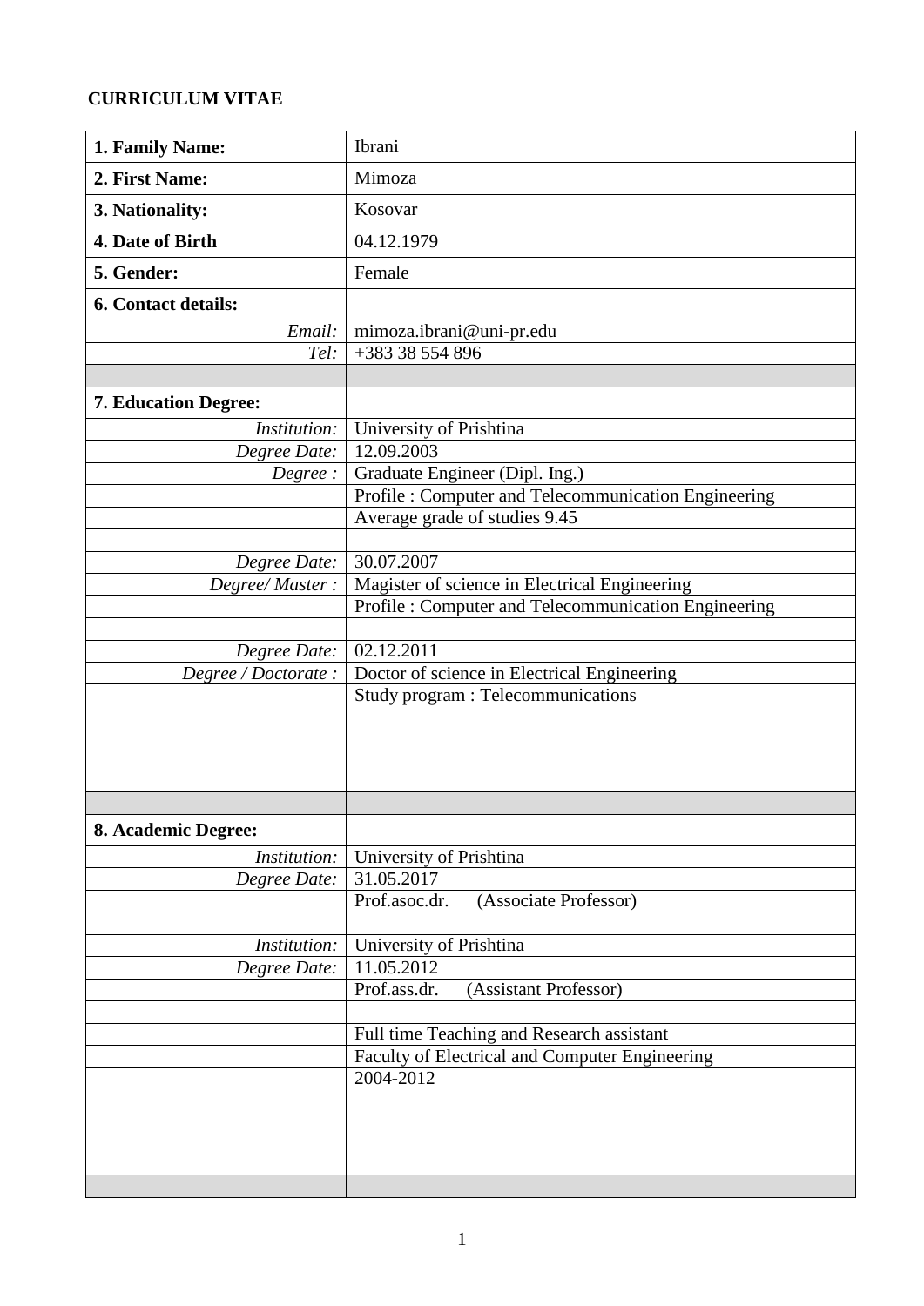**CURRICULUM VITAE**

| | |
|---|---|
| **1. Family Name:** | Ibrani |
| **2. First Name:** | Mimoza |
| **3. Nationality:** | Kosovar |
| **4. Date of Birth** | 04.12.1979 |
| **5. Gender:** | Female |
| **6. Contact details:** | |
| *Email:* | mimoza.ibrani@uni-pr.edu |
| *Tel:* | +383 38 554 896 |
| | |
| **7. Education Degree:** | |
| *Institution:* | University of Prishtina |
| *Degree Date:* | 12.09.2003 |
| *Degree :* | Graduate Engineer (Dipl. Ing.) |
| | Profile : Computer and Telecommunication Engineering |
| | Average grade of studies 9.45 |
| | |
| *Degree Date:* | 30.07.2007 |
| *Degree/ Master :* | Magister of science in Electrical Engineering |
| | Profile : Computer and Telecommunication Engineering |
| | |
| *Degree Date:* | 02.12.2011 |
| *Degree / Doctorate :* | Doctor of science in Electrical Engineering |
| | Study program : Telecommunications |
| | |
| **8. Academic Degree:** | |
| *Institution:* | University of Prishtina |
| *Degree Date:* | 31.05.2017 |
| | Prof.asoc.dr. (Associate Professor) |
| | |
| *Institution:* | University of Prishtina |
| *Degree Date:* | 11.05.2012 |
| | Prof.ass.dr. (Assistant Professor) |
| | |
| | Full time Teaching and Research assistant |
| | Faculty of Electrical and Computer Engineering |
| | 2004-2012 |
| | |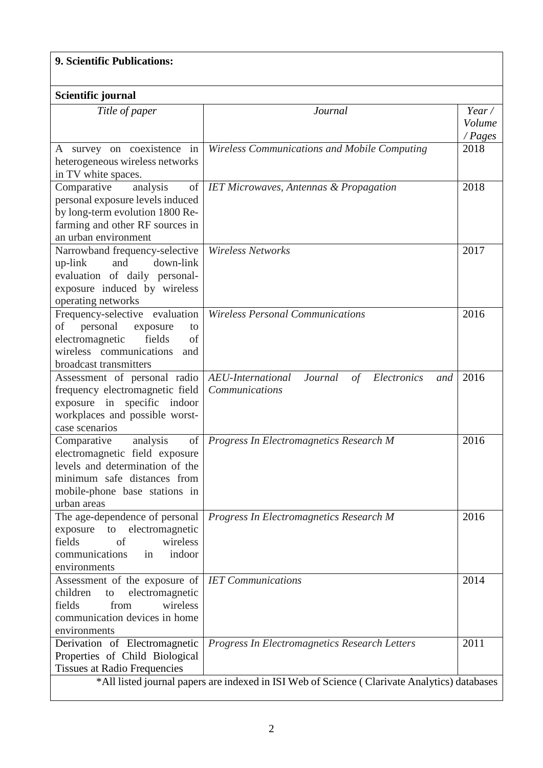**9. Scientific Publications:**

**Scientific journal**

| *Title of paper* | *Journal* | *Year / Volume / Pages* |
|---|---|---|
| A survey on coexistence in heterogeneous wireless networks in TV white spaces. | *Wireless Communications and Mobile Computing* | 2018 |
| Comparative analysis of personal exposure levels induced by long-term evolution 1800 Re-farming and other RF sources in an urban environment | *IET Microwaves, Antennas & Propagation* | 2018 |
| Narrowband frequency-selective up-link and down-link evaluation of daily personal-exposure induced by wireless operating networks | *Wireless Networks* | 2017 |
| Frequency-selective evaluation of personal exposure to electromagnetic fields of wireless communications and broadcast transmitters | *Wireless Personal Communications* | 2016 |
| Assessment of personal radio frequency electromagnetic field exposure in specific indoor workplaces and possible worst-case scenarios | *AEU-International Journal of Electronics and Communications* | 2016 |
| Comparative analysis of electromagnetic field exposure levels and determination of the minimum safe distances from mobile-phone base stations in urban areas | *Progress In Electromagnetics Research M* | 2016 |
| The age-dependence of personal exposure to electromagnetic fields of wireless communications in indoor environments | *Progress In Electromagnetics Research M* | 2016 |
| Assessment of the exposure of children to electromagnetic fields from wireless communication devices in home environments | *IET Communications* | 2014 |
| Derivation of Electromagnetic Properties of Child Biological Tissues at Radio Frequencies | *Progress In Electromagnetics Research Letters* | 2011 |

*All listed journal papers are indexed in ISI Web of Science ( Clarivate Analytics) databases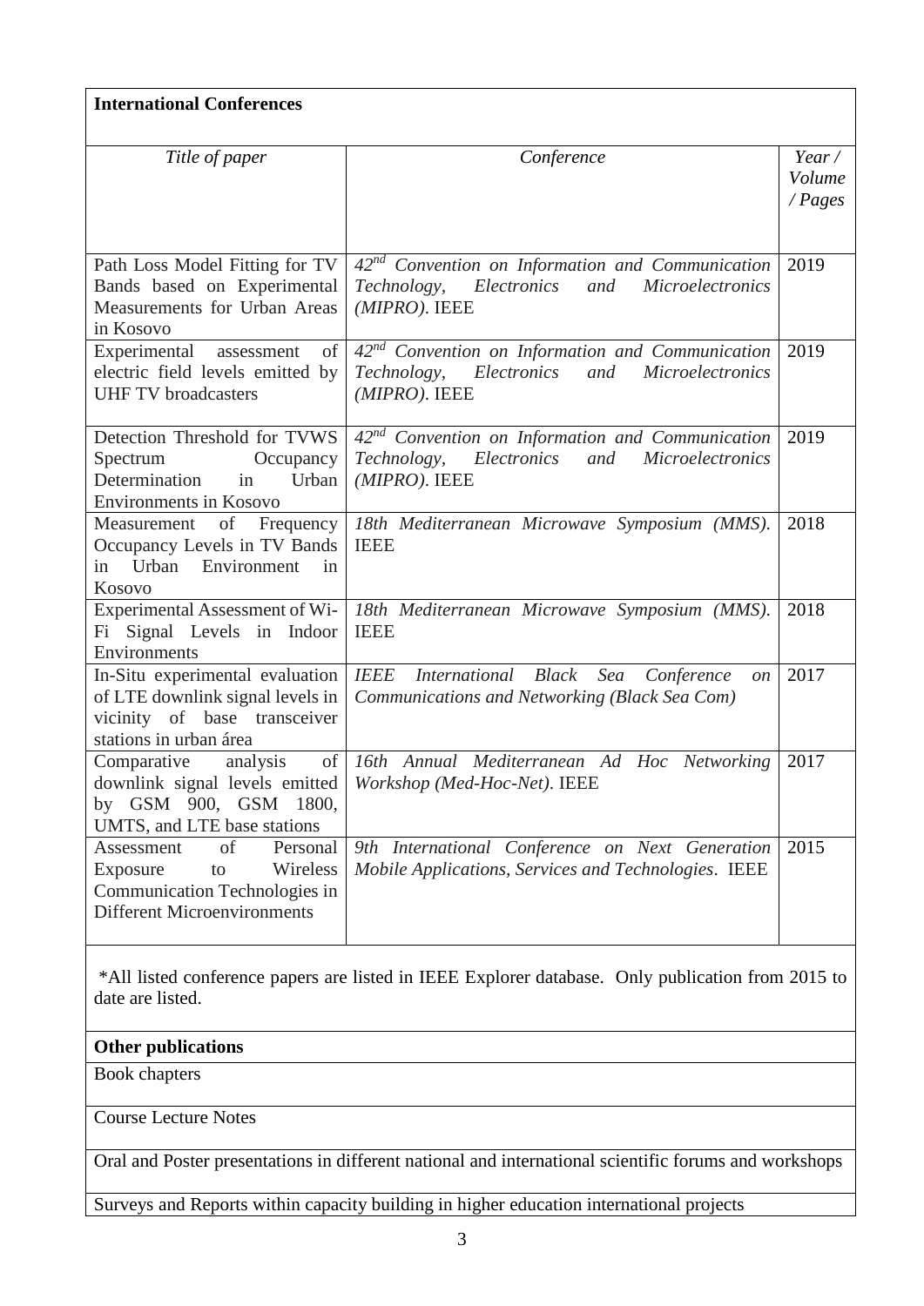**International Conferences**

| *Title of paper* | *Conference* | *Year / Volume / Pages* |
|---|---|---|
| Path Loss Model Fitting for TV Bands based on Experimental Measurements for Urban Areas in Kosovo | *42nd Convention on Information and Communication Technology, Electronics and Microelectronics (MIPRO)*. IEEE | 2019 |
| Experimental assessment of electric field levels emitted by UHF TV broadcasters | *42nd Convention on Information and Communication Technology, Electronics and Microelectronics (MIPRO)*. IEEE | 2019 |
| Detection Threshold for TVWS Spectrum Occupancy Determination in Urban Environments in Kosovo | *42nd Convention on Information and Communication Technology, Electronics and Microelectronics (MIPRO)*. IEEE | 2019 |
| Measurement of Frequency Occupancy Levels in TV Bands in Urban Environment in Kosovo | *18th Mediterranean Microwave Symposium (MMS)*. IEEE | 2018 |
| Experimental Assessment of Wi-Fi Signal Levels in Indoor Environments | *18th Mediterranean Microwave Symposium (MMS)*. IEEE | 2018 |
| In-Situ experimental evaluation of LTE downlink signal levels in vicinity of base transceiver stations in urban área | *IEEE International Black Sea Conference on Communications and Networking (Black Sea Com)* | 2017 |
| Comparative analysis of downlink signal levels emitted by GSM 900, GSM 1800, UMTS, and LTE base stations | *16th Annual Mediterranean Ad Hoc Networking Workshop (Med-Hoc-Net)*. IEEE | 2017 |
| Assessment of Personal Exposure to Wireless Communication Technologies in Different Microenvironments | *9th International Conference on Next Generation Mobile Applications, Services and Technologies*. IEEE | 2015 |

*All listed conference papers are listed in IEEE Explorer database. Only publication from 2015 to date are listed.

**Other publications**

Book chapters

Course Lecture Notes

Oral and Poster presentations in different national and international scientific forums and workshops

Surveys and Reports within capacity building in higher education international projects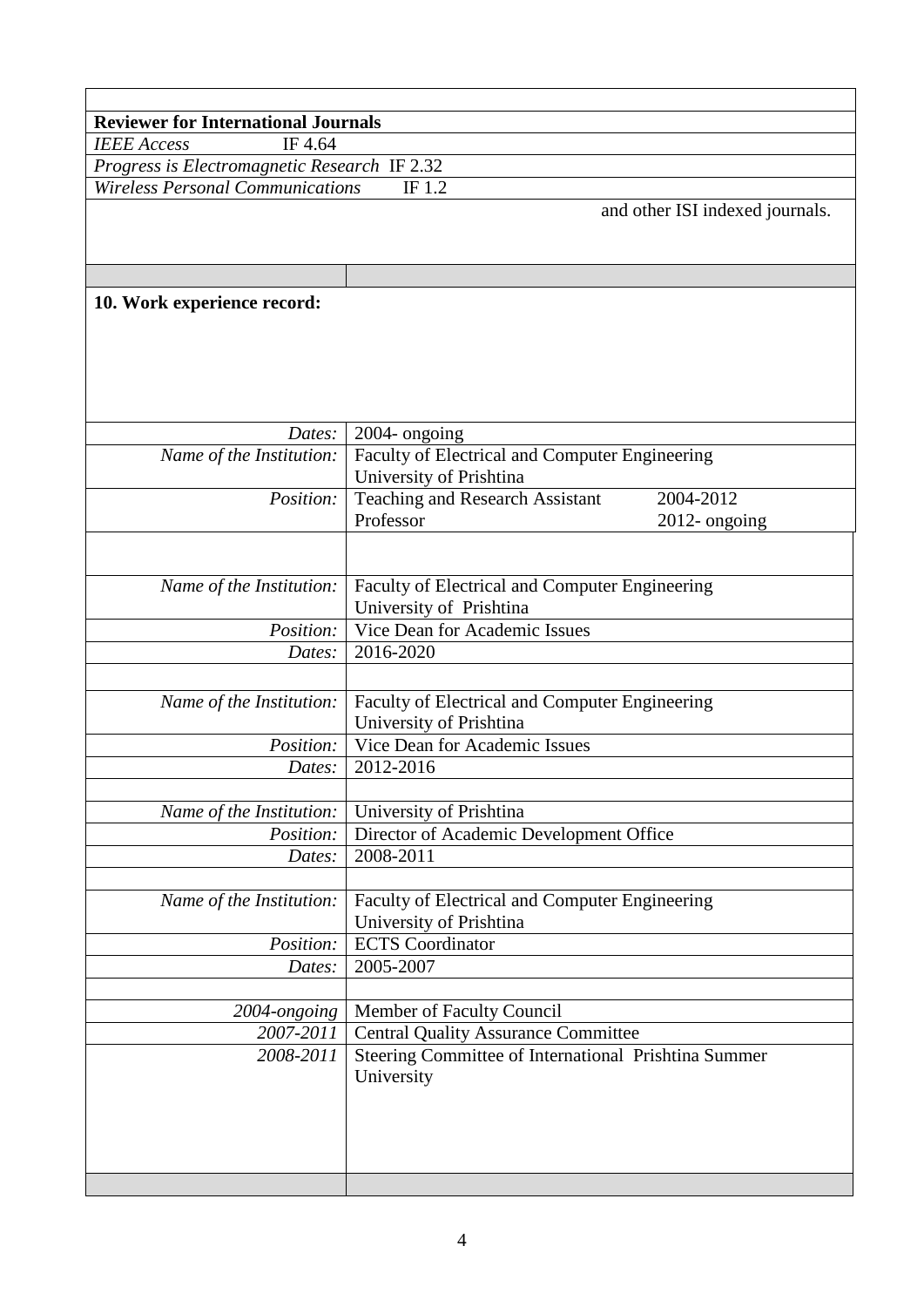**Reviewer for International Journals**

*IEEE Access* IF 4.64

*Progress is Electromagnetic Research* IF 2.32

*Wireless Personal Communications* IF 1.2

and other ISI indexed journals.

**10. Work experience record:**

| | |
|---|---|
| *Dates:* | 2004- ongoing |
| *Name of the Institution:* | Faculty of Electrical and Computer Engineering University of Prishtina |
| *Position:* | Teaching and Research Assistant 2004-2012<br>Professor 2012- ongoing |
| | |
| *Name of the Institution:* | Faculty of Electrical and Computer Engineering University of Prishtina |
| *Position:* | Vice Dean for Academic Issues |
| *Dates:* | 2016-2020 |
| | |
| *Name of the Institution:* | Faculty of Electrical and Computer Engineering University of Prishtina |
| *Position:* | Vice Dean for Academic Issues |
| *Dates:* | 2012-2016 |
| | |
| *Name of the Institution:* | University of Prishtina |
| *Position:* | Director of Academic Development Office |
| *Dates:* | 2008-2011 |
| | |
| *Name of the Institution:* | Faculty of Electrical and Computer Engineering University of Prishtina |
| *Position:* | ECTS Coordinator |
| *Dates:* | 2005-2007 |
| | |
| *2004-ongoing* | Member of Faculty Council |
| *2007-2011* | Central Quality Assurance Committee |
| *2008-2011* | Steering Committee of International Prishtina Summer University |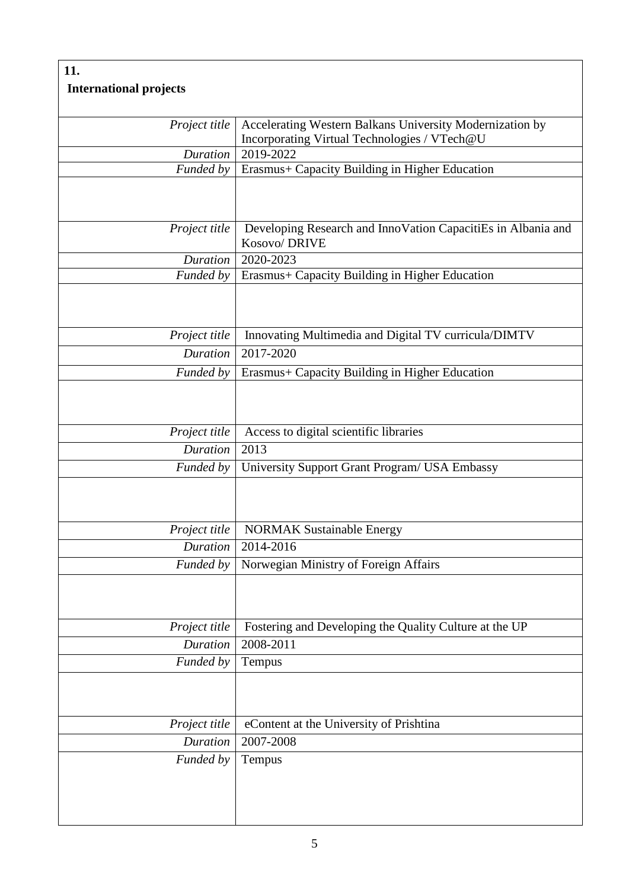**11.**

**International projects**

| | |
|---|---|
| *Project title* | Accelerating Western Balkans University Modernization by Incorporating Virtual Technologies / VTech@U |
| *Duration* | 2019-2022 |
| *Funded by* | Erasmus+ Capacity Building in Higher Education |
| | |
| *Project title* | Developing Research and InnoVation CapacitiEs in Albania and Kosovo/ DRIVE |
| *Duration* | 2020-2023 |
| *Funded by* | Erasmus+ Capacity Building in Higher Education |
| | |
| *Project title* | Innovating Multimedia and Digital TV curricula/DIMTV |
| *Duration* | 2017-2020 |
| *Funded by* | Erasmus+ Capacity Building in Higher Education |
| | |
| *Project title* | Access to digital scientific libraries |
| *Duration* | 2013 |
| *Funded by* | University Support Grant Program/ USA Embassy |
| | |
| *Project title* | NORMAK Sustainable Energy |
| *Duration* | 2014-2016 |
| *Funded by* | Norwegian Ministry of Foreign Affairs |
| | |
| *Project title* | Fostering and Developing the Quality Culture at the UP |
| *Duration* | 2008-2011 |
| *Funded by* | Tempus |
| | |
| *Project title* | eContent at the University of Prishtina |
| *Duration* | 2007-2008 |
| *Funded by* | Tempus |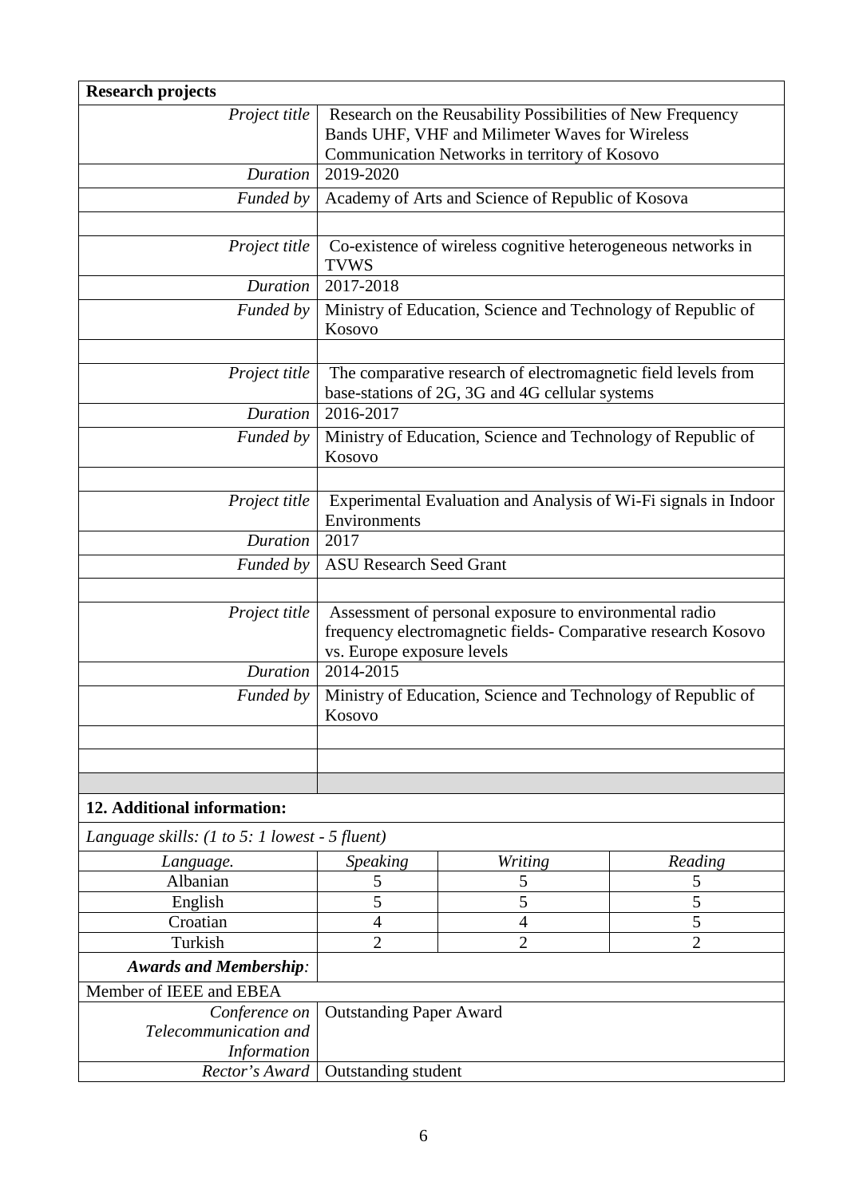| **Research projects** | |
|---|---|
| *Project title* | Research on the Reusability Possibilities of New Frequency Bands UHF, VHF and Milimeter Waves for Wireless Communication Networks in territory of Kosovo |
| *Duration* | 2019-2020 |
| *Funded by* | Academy of Arts and Science of Republic of Kosova |
| | |
| *Project title* | Co-existence of wireless cognitive heterogeneous networks in TVWS |
| *Duration* | 2017-2018 |
| *Funded by* | Ministry of Education, Science and Technology of Republic of Kosovo |
| | |
| *Project title* | The comparative research of electromagnetic field levels from base-stations of 2G, 3G and 4G cellular systems |
| *Duration* | 2016-2017 |
| *Funded by* | Ministry of Education, Science and Technology of Republic of Kosovo |
| | |
| *Project title* | Experimental Evaluation and Analysis of Wi-Fi signals in Indoor Environments |
| *Duration* | 2017 |
| *Funded by* | ASU Research Seed Grant |
| | |
| *Project title* | Assessment of personal exposure to environmental radio frequency electromagnetic fields- Comparative research Kosovo vs. Europe exposure levels |
| *Duration* | 2014-2015 |
| *Funded by* | Ministry of Education, Science and Technology of Republic of Kosovo |
| | |
| | |
| | |

**12. Additional information:**

*Language skills: (1 to 5: 1 lowest - 5 fluent)*

| *Language.* | *Speaking* | *Writing* | *Reading* |
|---|---|---|---|
| Albanian | 5 | 5 | 5 |
| English | 5 | 5 | 5 |
| Croatian | 4 | 4 | 5 |
| Turkish | 2 | 2 | 2 |

| ***Awards and Membership:*** | |
|---|---|
| Member of IEEE and EBEA | |
| *Conference on Telecommunication and Information* | Outstanding Paper Award |
| *Rector's Award* | Outstanding student |